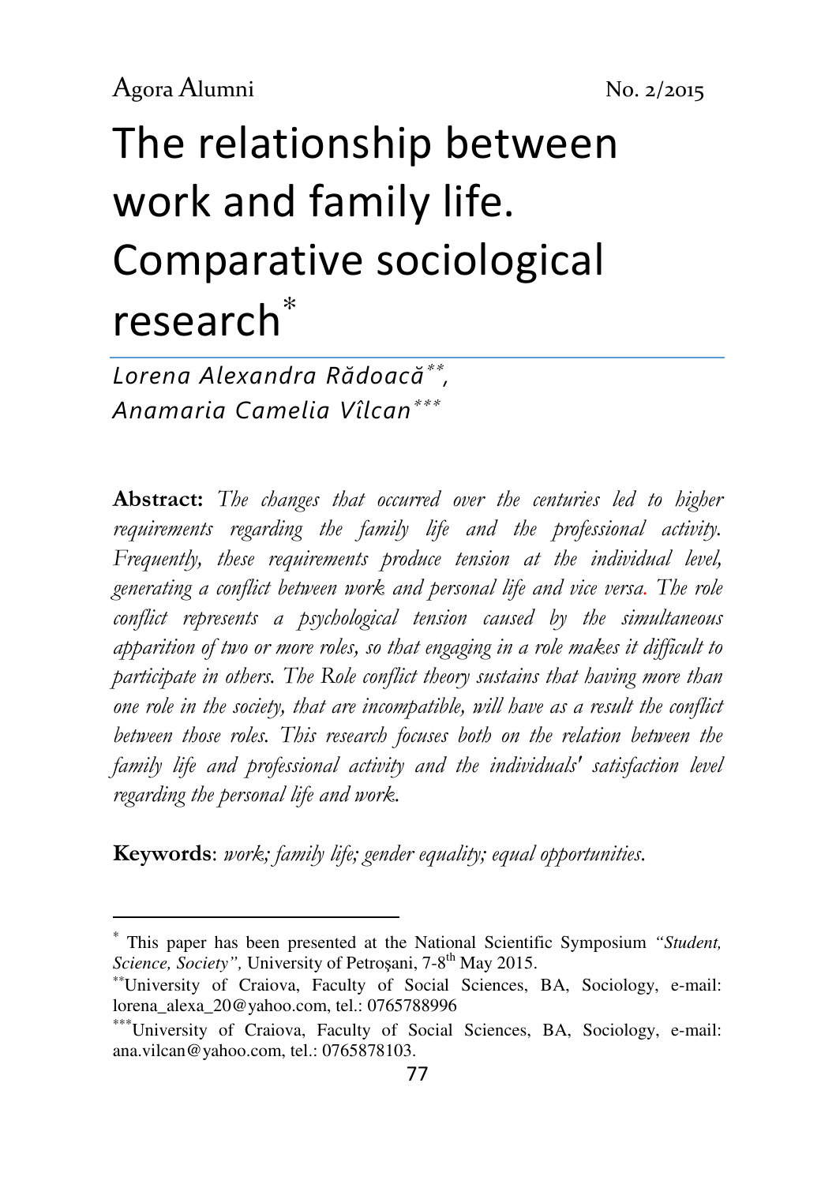# The relationship between work and family life. Comparative sociological research*

*Lorena Alexandra Rădoacă**, Anamaria Camelia Vîlcan****

**Abstract:** *The changes that occurred over the centuries led to higher requirements regarding the family life and the professional activity. Frequently, these requirements produce tension at the individual level, generating a conflict between work and personal life and vice versa. The role conflict represents a psychological tension caused by the simultaneous apparition of two or more roles, so that engaging in a role makes it difficult to participate in others. The Role conflict theory sustains that having more than one role in the society, that are incompatible, will have as a result the conflict between those roles. This research focuses both on the relation between the family life and professional activity and the individuals' satisfaction level regarding the personal life and work.*

**Keywords**: *work; family life; gender equality; equal opportunities.*

---

* This paper has been presented at the National Scientific Symposium *"Student, Science, Society"*, University of Petroşani, 7-8th May 2015.

** University of Craiova, Faculty of Social Sciences, BA, Sociology, e-mail: lorena_alexa_20@yahoo.com, tel.: 0765788996

*** University of Craiova, Faculty of Social Sciences, BA, Sociology, e-mail: ana.vilcan@yahoo.com, tel.: 0765878103.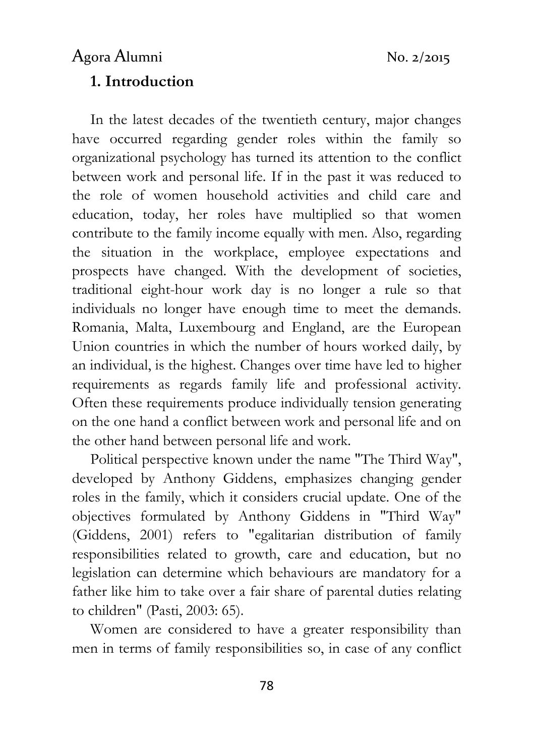## 1. Introduction

In the latest decades of the twentieth century, major changes have occurred regarding gender roles within the family so organizational psychology has turned its attention to the conflict between work and personal life. If in the past it was reduced to the role of women household activities and child care and education, today, her roles have multiplied so that women contribute to the family income equally with men. Also, regarding the situation in the workplace, employee expectations and prospects have changed. With the development of societies, traditional eight-hour work day is no longer a rule so that individuals no longer have enough time to meet the demands. Romania, Malta, Luxembourg and England, are the European Union countries in which the number of hours worked daily, by an individual, is the highest. Changes over time have led to higher requirements as regards family life and professional activity. Often these requirements produce individually tension generating on the one hand a conflict between work and personal life and on the other hand between personal life and work.

Political perspective known under the name "The Third Way", developed by Anthony Giddens, emphasizes changing gender roles in the family, which it considers crucial update. One of the objectives formulated by Anthony Giddens in "Third Way" (Giddens, 2001) refers to "egalitarian distribution of family responsibilities related to growth, care and education, but no legislation can determine which behaviours are mandatory for a father like him to take over a fair share of parental duties relating to children" (Pasti, 2003: 65).

Women are considered to have a greater responsibility than men in terms of family responsibilities so, in case of any conflict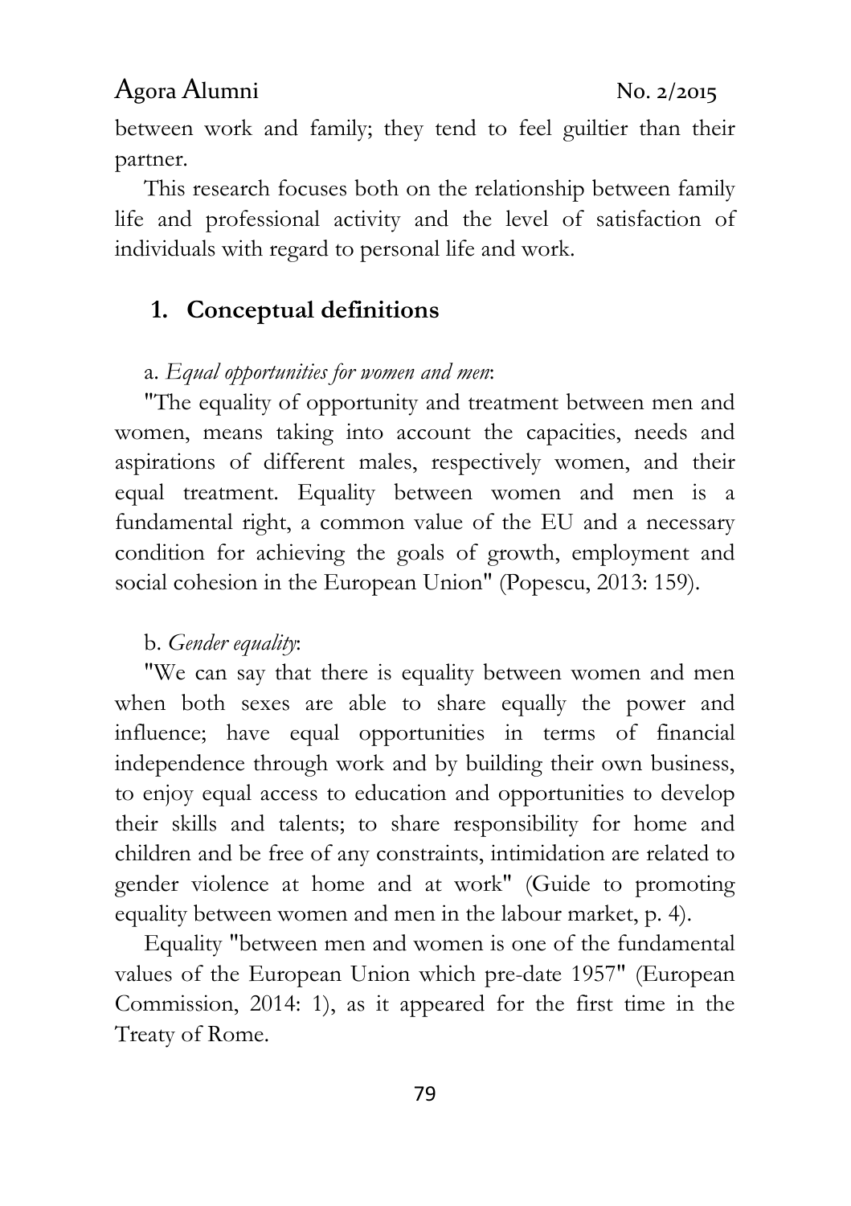between work and family; they tend to feel guiltier than their partner.

This research focuses both on the relationship between family life and professional activity and the level of satisfaction of individuals with regard to personal life and work.

## 1. Conceptual definitions

a. *Equal opportunities for women and men*:

"The equality of opportunity and treatment between men and women, means taking into account the capacities, needs and aspirations of different males, respectively women, and their equal treatment. Equality between women and men is a fundamental right, a common value of the EU and a necessary condition for achieving the goals of growth, employment and social cohesion in the European Union" (Popescu, 2013: 159).

b. *Gender equality*:

"We can say that there is equality between women and men when both sexes are able to share equally the power and influence; have equal opportunities in terms of financial independence through work and by building their own business, to enjoy equal access to education and opportunities to develop their skills and talents; to share responsibility for home and children and be free of any constraints, intimidation are related to gender violence at home and at work" (Guide to promoting equality between women and men in the labour market, p. 4).

Equality "between men and women is one of the fundamental values of the European Union which pre-date 1957" (European Commission, 2014: 1), as it appeared for the first time in the Treaty of Rome.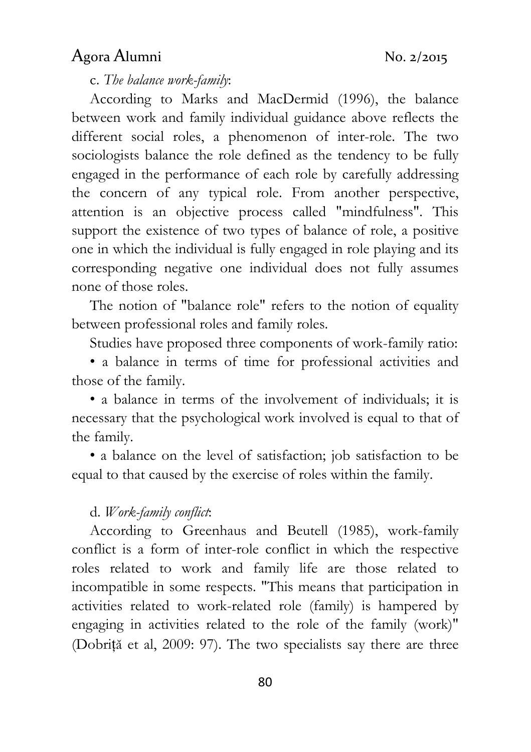c. *The balance work-family*:

According to Marks and MacDermid (1996), the balance between work and family individual guidance above reflects the different social roles, a phenomenon of inter-role. The two sociologists balance the role defined as the tendency to be fully engaged in the performance of each role by carefully addressing the concern of any typical role. From another perspective, attention is an objective process called "mindfulness". This support the existence of two types of balance of role, a positive one in which the individual is fully engaged in role playing and its corresponding negative one individual does not fully assumes none of those roles.

The notion of "balance role" refers to the notion of equality between professional roles and family roles.

Studies have proposed three components of work-family ratio:

• a balance in terms of time for professional activities and those of the family.

• a balance in terms of the involvement of individuals; it is necessary that the psychological work involved is equal to that of the family.

• a balance on the level of satisfaction; job satisfaction to be equal to that caused by the exercise of roles within the family.

d. *Work-family conflict*:

According to Greenhaus and Beutell (1985), work-family conflict is a form of inter-role conflict in which the respective roles related to work and family life are those related to incompatible in some respects. "This means that participation in activities related to work-related role (family) is hampered by engaging in activities related to the role of the family (work)" (Dobriță et al, 2009: 97). The two specialists say there are three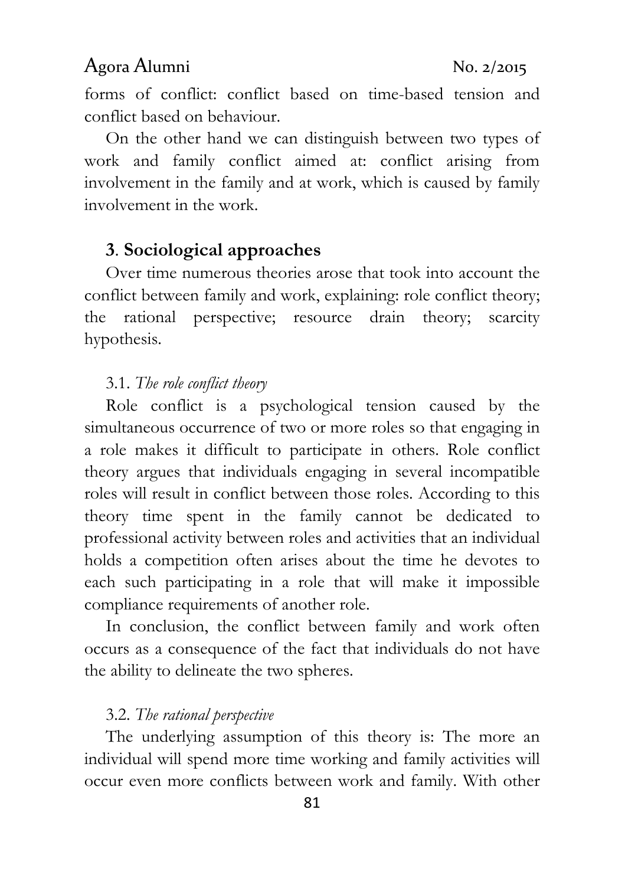forms of conflict: conflict based on time-based tension and conflict based on behaviour.

On the other hand we can distinguish between two types of work and family conflict aimed at: conflict arising from involvement in the family and at work, which is caused by family involvement in the work.

## 3. Sociological approaches

Over time numerous theories arose that took into account the conflict between family and work, explaining: role conflict theory; the rational perspective; resource drain theory; scarcity hypothesis.

### 3.1. *The role conflict theory*

Role conflict is a psychological tension caused by the simultaneous occurrence of two or more roles so that engaging in a role makes it difficult to participate in others. Role conflict theory argues that individuals engaging in several incompatible roles will result in conflict between those roles. According to this theory time spent in the family cannot be dedicated to professional activity between roles and activities that an individual holds a competition often arises about the time he devotes to each such participating in a role that will make it impossible compliance requirements of another role.

In conclusion, the conflict between family and work often occurs as a consequence of the fact that individuals do not have the ability to delineate the two spheres.

### 3.2. *The rational perspective*

The underlying assumption of this theory is: The more an individual will spend more time working and family activities will occur even more conflicts between work and family. With other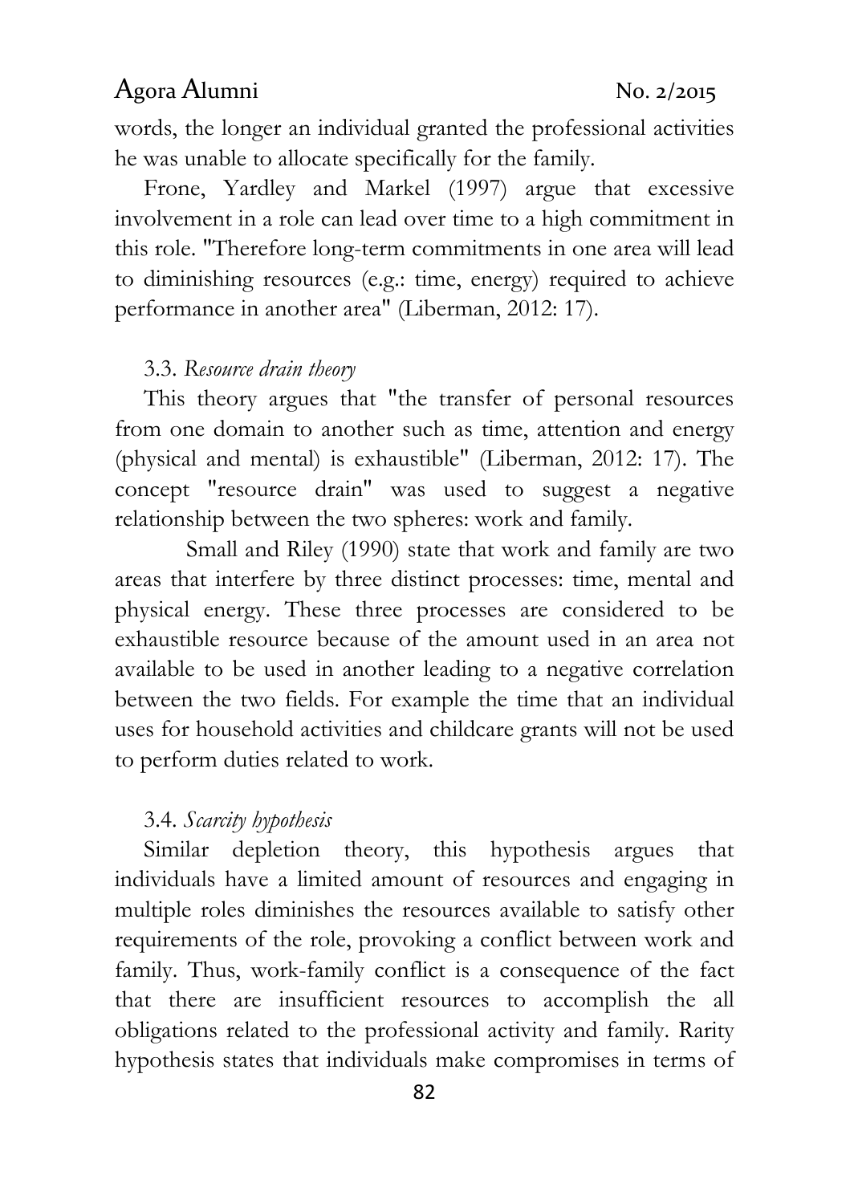words, the longer an individual granted the professional activities he was unable to allocate specifically for the family.

Frone, Yardley and Markel (1997) argue that excessive involvement in a role can lead over time to a high commitment in this role. "Therefore long-term commitments in one area will lead to diminishing resources (e.g.: time, energy) required to achieve performance in another area" (Liberman, 2012: 17).

### 3.3. *Resource drain theory*

This theory argues that "the transfer of personal resources from one domain to another such as time, attention and energy (physical and mental) is exhaustible" (Liberman, 2012: 17). The concept "resource drain" was used to suggest a negative relationship between the two spheres: work and family.

Small and Riley (1990) state that work and family are two areas that interfere by three distinct processes: time, mental and physical energy. These three processes are considered to be exhaustible resource because of the amount used in an area not available to be used in another leading to a negative correlation between the two fields. For example the time that an individual uses for household activities and childcare grants will not be used to perform duties related to work.

### 3.4. *Scarcity hypothesis*

Similar depletion theory, this hypothesis argues that individuals have a limited amount of resources and engaging in multiple roles diminishes the resources available to satisfy other requirements of the role, provoking a conflict between work and family. Thus, work-family conflict is a consequence of the fact that there are insufficient resources to accomplish the all obligations related to the professional activity and family. Rarity hypothesis states that individuals make compromises in terms of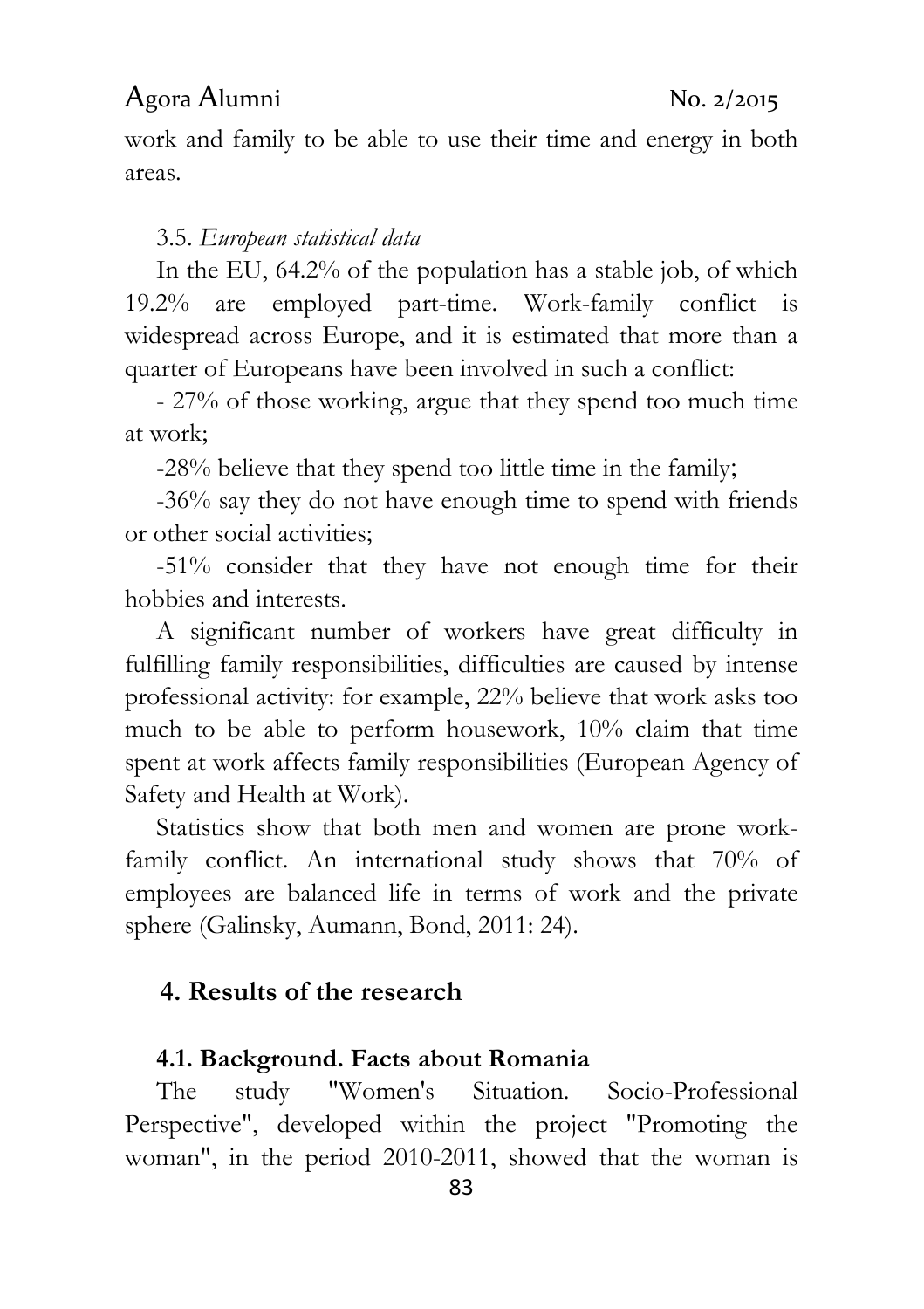work and family to be able to use their time and energy in both areas.

3.5. *European statistical data*

In the EU, 64.2% of the population has a stable job, of which 19.2% are employed part-time. Work-family conflict is widespread across Europe, and it is estimated that more than a quarter of Europeans have been involved in such a conflict:

- 27% of those working, argue that they spend too much time at work;

-28% believe that they spend too little time in the family;

-36% say they do not have enough time to spend with friends or other social activities;

-51% consider that they have not enough time for their hobbies and interests.

A significant number of workers have great difficulty in fulfilling family responsibilities, difficulties are caused by intense professional activity: for example, 22% believe that work asks too much to be able to perform housework, 10% claim that time spent at work affects family responsibilities (European Agency of Safety and Health at Work).

Statistics show that both men and women are prone work-family conflict. An international study shows that 70% of employees are balanced life in terms of work and the private sphere (Galinsky, Aumann, Bond, 2011: 24).

## 4. Results of the research

### 4.1. Background. Facts about Romania

The study "Women's Situation. Socio-Professional Perspective", developed within the project "Promoting the woman", in the period 2010-2011, showed that the woman is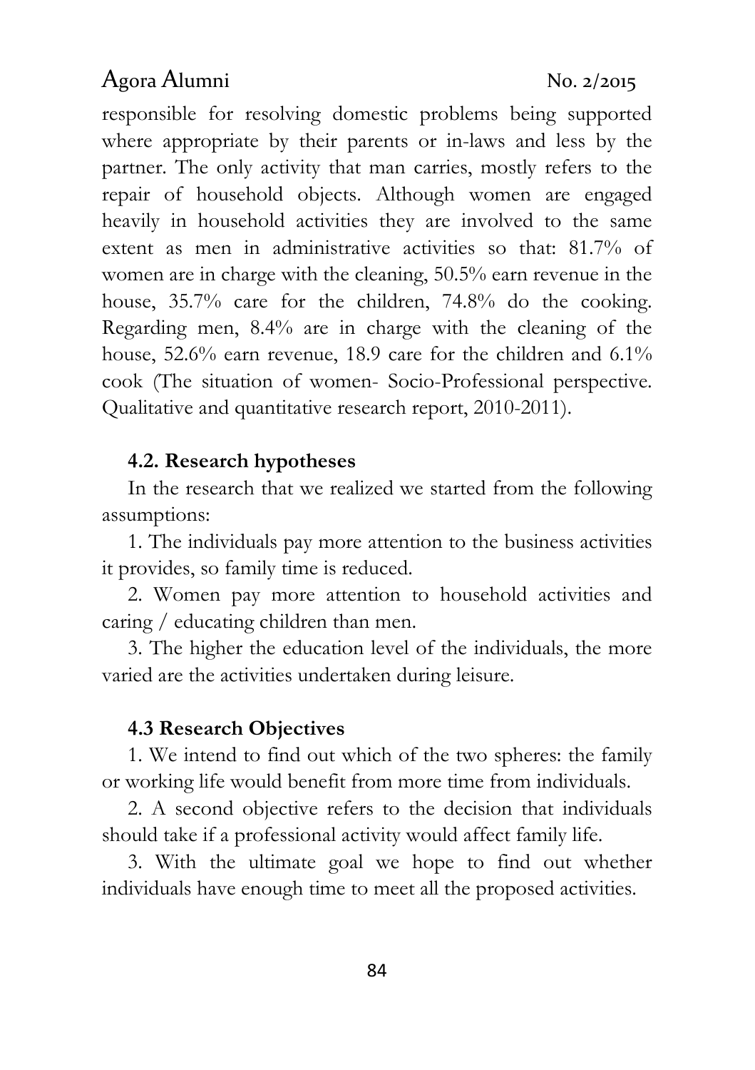responsible for resolving domestic problems being supported where appropriate by their parents or in-laws and less by the partner. The only activity that man carries, mostly refers to the repair of household objects. Although women are engaged heavily in household activities they are involved to the same extent as men in administrative activities so that: 81.7% of women are in charge with the cleaning, 50.5% earn revenue in the house, 35.7% care for the children, 74.8% do the cooking. Regarding men, 8.4% are in charge with the cleaning of the house, 52.6% earn revenue, 18.9 care for the children and 6.1% cook (The situation of women- Socio-Professional perspective. Qualitative and quantitative research report, 2010-2011).

### 4.2. Research hypotheses

In the research that we realized we started from the following assumptions:

1. The individuals pay more attention to the business activities it provides, so family time is reduced.

2. Women pay more attention to household activities and caring / educating children than men.

3. The higher the education level of the individuals, the more varied are the activities undertaken during leisure.

### 4.3 Research Objectives

1. We intend to find out which of the two spheres: the family or working life would benefit from more time from individuals.

2. A second objective refers to the decision that individuals should take if a professional activity would affect family life.

3. With the ultimate goal we hope to find out whether individuals have enough time to meet all the proposed activities.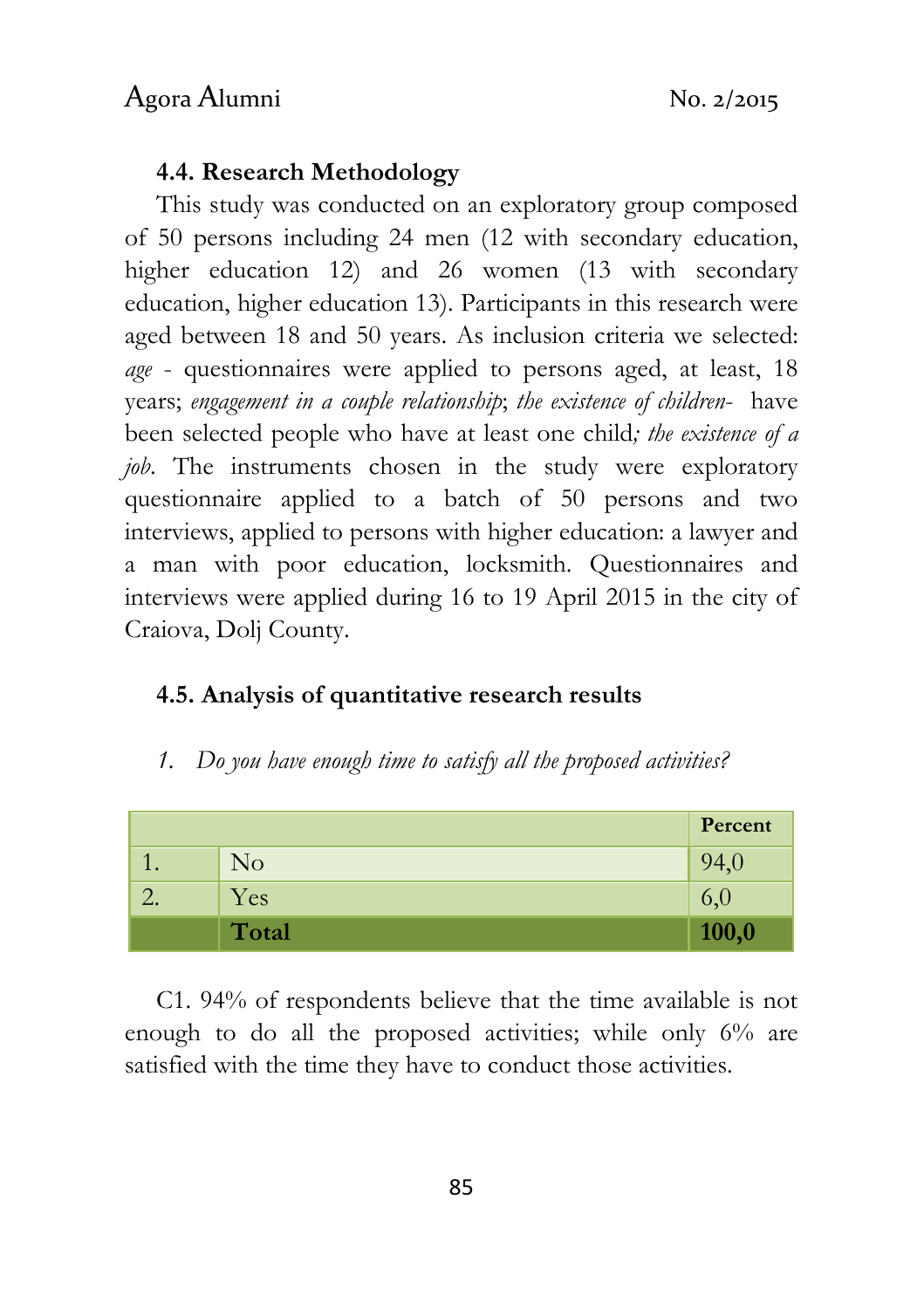### 4.4. Research Methodology

This study was conducted on an exploratory group composed of 50 persons including 24 men (12 with secondary education, higher education 12) and 26 women (13 with secondary education, higher education 13). Participants in this research were aged between 18 and 50 years. As inclusion criteria we selected: *age* - questionnaires were applied to persons aged, at least, 18 years; *engagement in a couple relationship*; *the existence of children-* have been selected people who have at least one child*; the existence of a job*. The instruments chosen in the study were exploratory questionnaire applied to a batch of 50 persons and two interviews, applied to persons with higher education: a lawyer and a man with poor education, locksmith. Questionnaires and interviews were applied during 16 to 19 April 2015 in the city of Craiova, Dolj County.

### 4.5. Analysis of quantitative research results

1. *Do you have enough time to satisfy all the proposed activities?*

| | | Percent |
|---|---|---|
| 1. | No | 94,0 |
| 2. | Yes | 6,0 |
| | **Total** | **100,0** |

C1. 94% of respondents believe that the time available is not enough to do all the proposed activities; while only 6% are satisfied with the time they have to conduct those activities.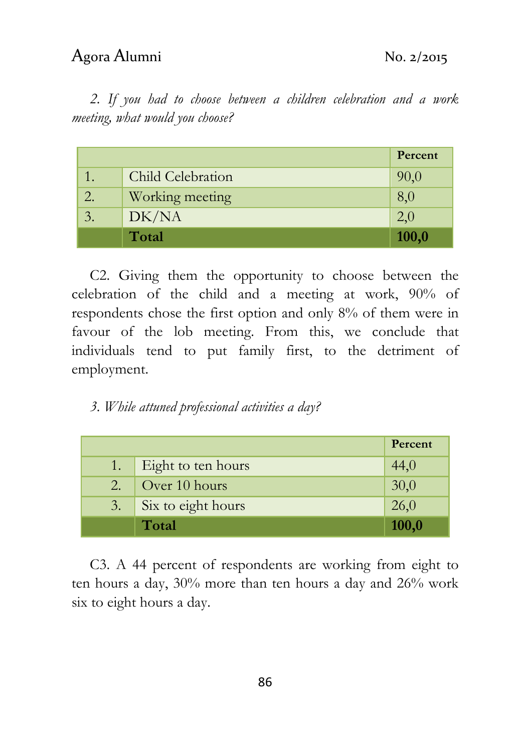*2. If you had to choose between a children celebration and a work meeting, what would you choose?*

| | | Percent |
|---|---|---|
| 1. | Child Celebration | 90,0 |
| 2. | Working meeting | 8,0 |
| 3. | DK/NA | 2,0 |
| | **Total** | **100,0** |

C2. Giving them the opportunity to choose between the celebration of the child and a meeting at work, 90% of respondents chose the first option and only 8% of them were in favour of the lob meeting. From this, we conclude that individuals tend to put family first, to the detriment of employment.

*3. While attuned professional activities a day?*

| | | Percent |
|---|---|---|
| 1. | Eight to ten hours | 44,0 |
| 2. | Over 10 hours | 30,0 |
| 3. | Six to eight hours | 26,0 |
| | **Total** | **100,0** |

C3. A 44 percent of respondents are working from eight to ten hours a day, 30% more than ten hours a day and 26% work six to eight hours a day.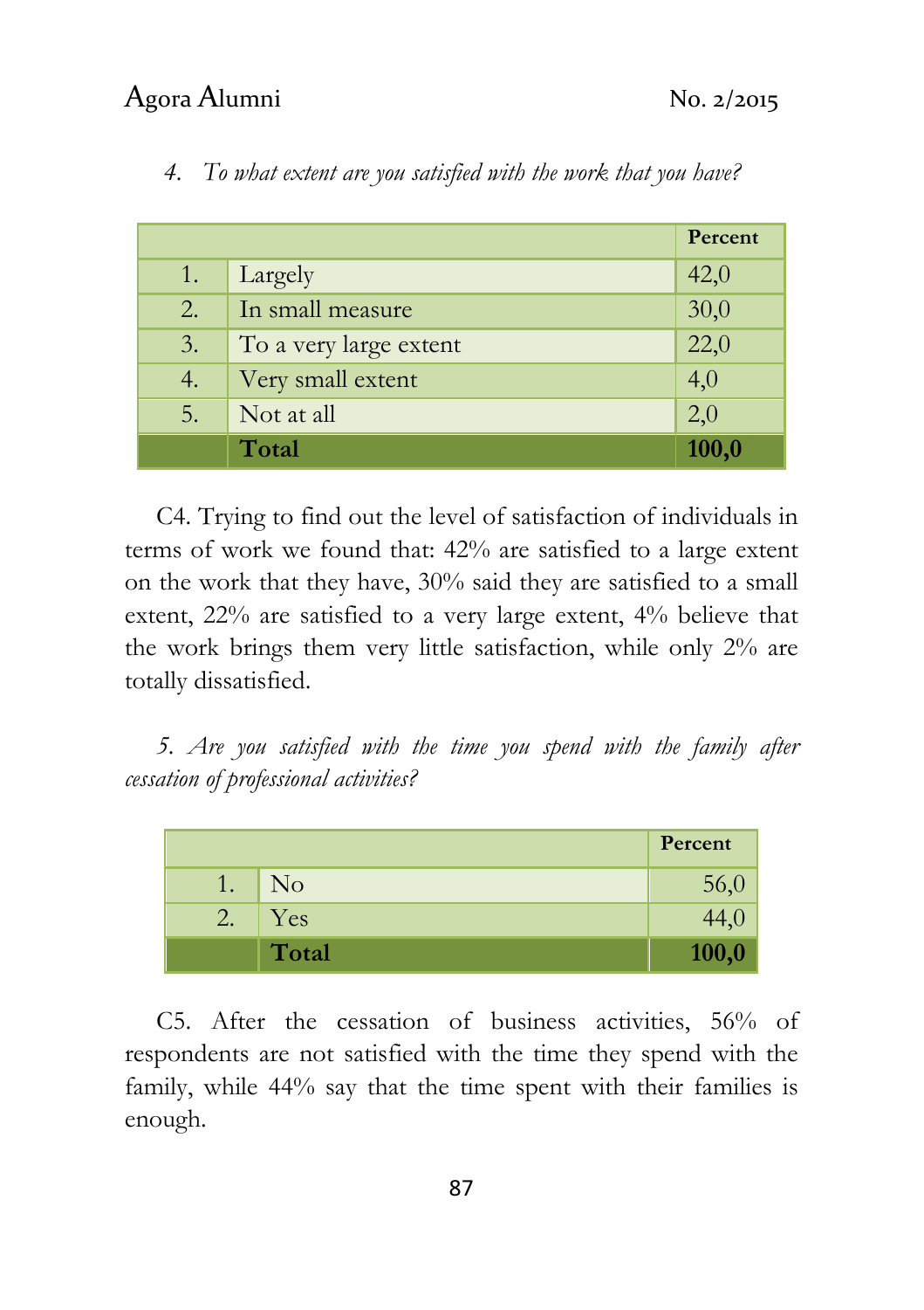*4. To what extent are you satisfied with the work that you have?*

| | | Percent |
|---|---|---|
| 1. | Largely | 42,0 |
| 2. | In small measure | 30,0 |
| 3. | To a very large extent | 22,0 |
| 4. | Very small extent | 4,0 |
| 5. | Not at all | 2,0 |
| | **Total** | **100,0** |

C4. Trying to find out the level of satisfaction of individuals in terms of work we found that: 42% are satisfied to a large extent on the work that they have, 30% said they are satisfied to a small extent, 22% are satisfied to a very large extent, 4% believe that the work brings them very little satisfaction, while only 2% are totally dissatisfied.

*5. Are you satisfied with the time you spend with the family after cessation of professional activities?*

| | | Percent |
|---|---|---|
| 1. | No | 56,0 |
| 2. | Yes | 44,0 |
| | **Total** | **100,0** |

C5. After the cessation of business activities, 56% of respondents are not satisfied with the time they spend with the family, while 44% say that the time spent with their families is enough.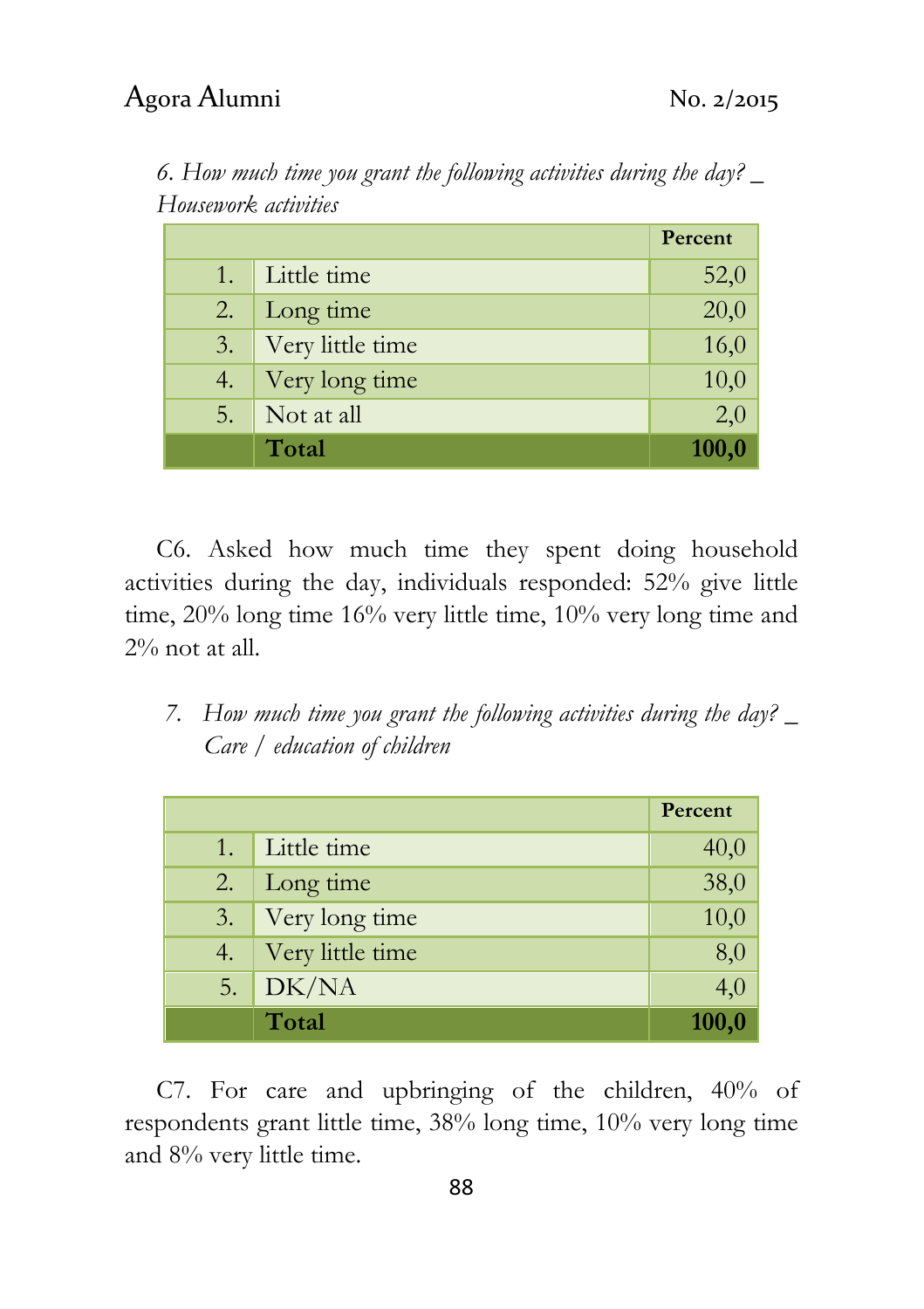*6. How much time you grant the following activities during the day? _ Housework activities*

| | | Percent |
|---|---|---|
| 1. | Little time | 52,0 |
| 2. | Long time | 20,0 |
| 3. | Very little time | 16,0 |
| 4. | Very long time | 10,0 |
| 5. | Not at all | 2,0 |
| | **Total** | **100,0** |

C6. Asked how much time they spent doing household activities during the day, individuals responded: 52% give little time, 20% long time 16% very little time, 10% very long time and 2% not at all.

7. *How much time you grant the following activities during the day? _ Care / education of children*

| | | Percent |
|---|---|---|
| 1. | Little time | 40,0 |
| 2. | Long time | 38,0 |
| 3. | Very long time | 10,0 |
| 4. | Very little time | 8,0 |
| 5. | DK/NA | 4,0 |
| | **Total** | **100,0** |

C7. For care and upbringing of the children, 40% of respondents grant little time, 38% long time, 10% very long time and 8% very little time.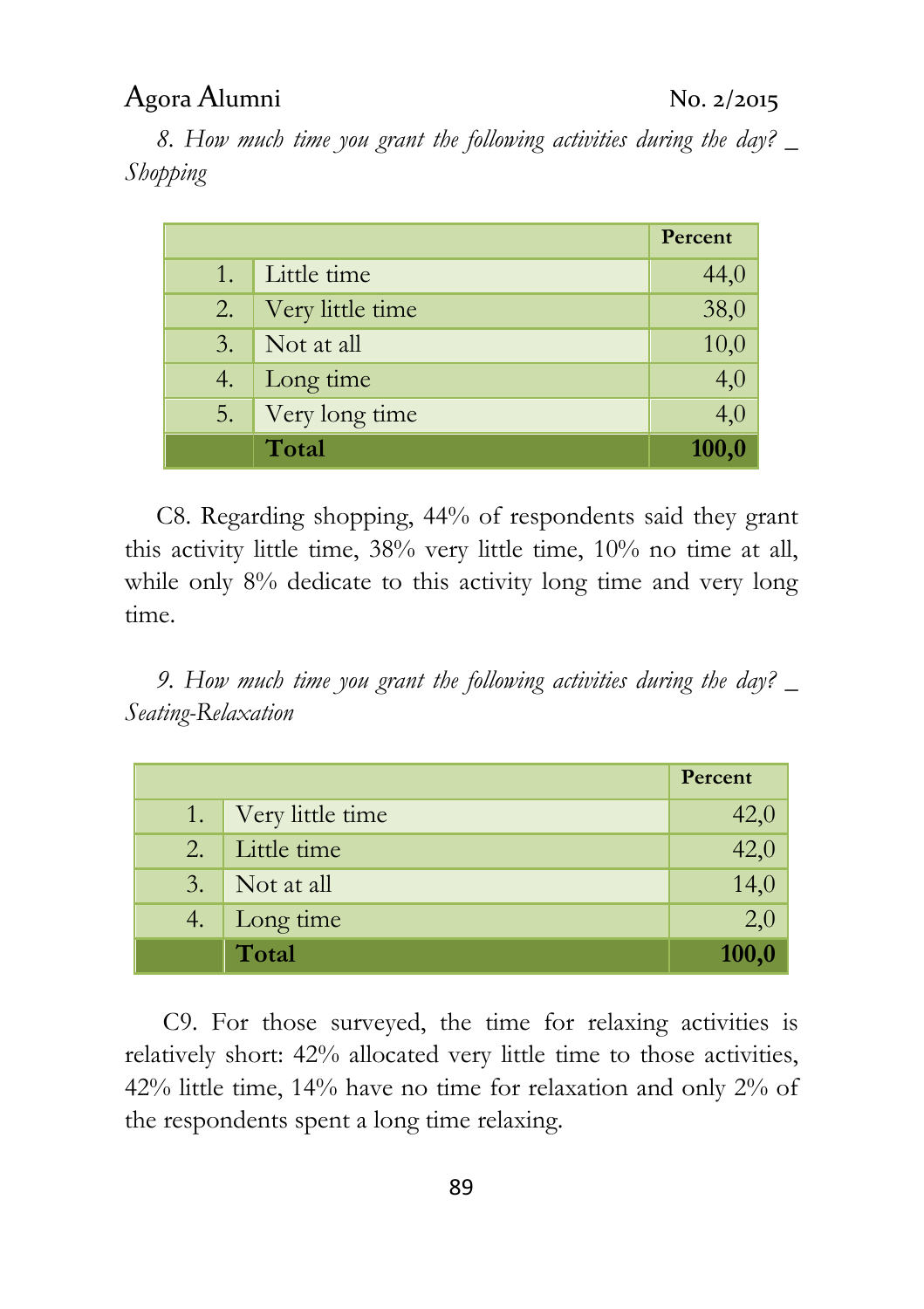*8. How much time you grant the following activities during the day? _ Shopping*

| | | Percent |
|---|---|---|
| 1. | Little time | 44,0 |
| 2. | Very little time | 38,0 |
| 3. | Not at all | 10,0 |
| 4. | Long time | 4,0 |
| 5. | Very long time | 4,0 |
| | **Total** | **100,0** |

C8. Regarding shopping, 44% of respondents said they grant this activity little time, 38% very little time, 10% no time at all, while only 8% dedicate to this activity long time and very long time.

*9. How much time you grant the following activities during the day? _ Seating-Relaxation*

| | | Percent |
|---|---|---|
| 1. | Very little time | 42,0 |
| 2. | Little time | 42,0 |
| 3. | Not at all | 14,0 |
| 4. | Long time | 2,0 |
| | **Total** | **100,0** |

C9. For those surveyed, the time for relaxing activities is relatively short: 42% allocated very little time to those activities, 42% little time, 14% have no time for relaxation and only 2% of the respondents spent a long time relaxing.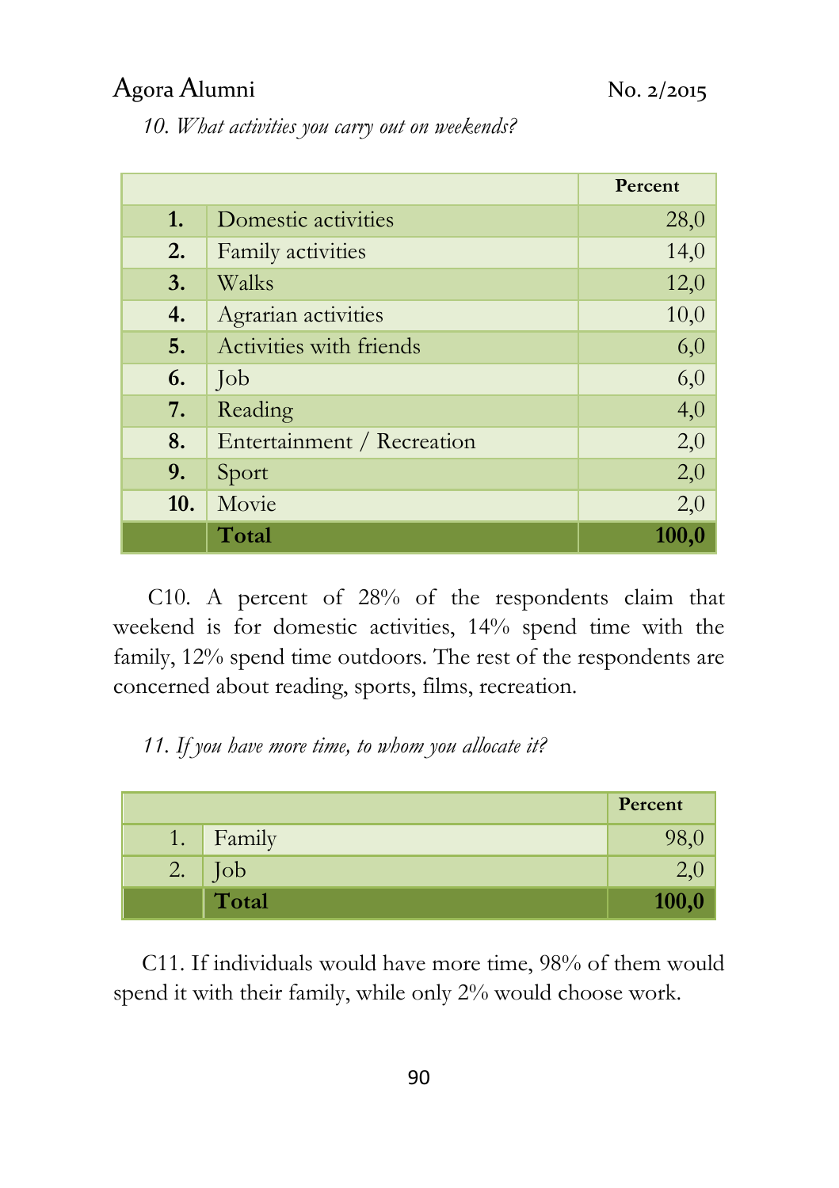*10. What activities you carry out on weekends?*

| | | Percent |
|---|---|---|
| **1.** | Domestic activities | 28,0 |
| **2.** | Family activities | 14,0 |
| **3.** | Walks | 12,0 |
| **4.** | Agrarian activities | 10,0 |
| **5.** | Activities with friends | 6,0 |
| **6.** | Job | 6,0 |
| **7.** | Reading | 4,0 |
| **8.** | Entertainment / Recreation | 2,0 |
| **9.** | Sport | 2,0 |
| **10.** | Movie | 2,0 |
| | **Total** | **100,0** |

C10. A percent of 28% of the respondents claim that weekend is for domestic activities, 14% spend time with the family, 12% spend time outdoors. The rest of the respondents are concerned about reading, sports, films, recreation.

*11. If you have more time, to whom you allocate it?*

| | | Percent |
|---|---|---|
| 1. | Family | 98,0 |
| 2. | Job | 2,0 |
| | **Total** | **100,0** |

C11. If individuals would have more time, 98% of them would spend it with their family, while only 2% would choose work.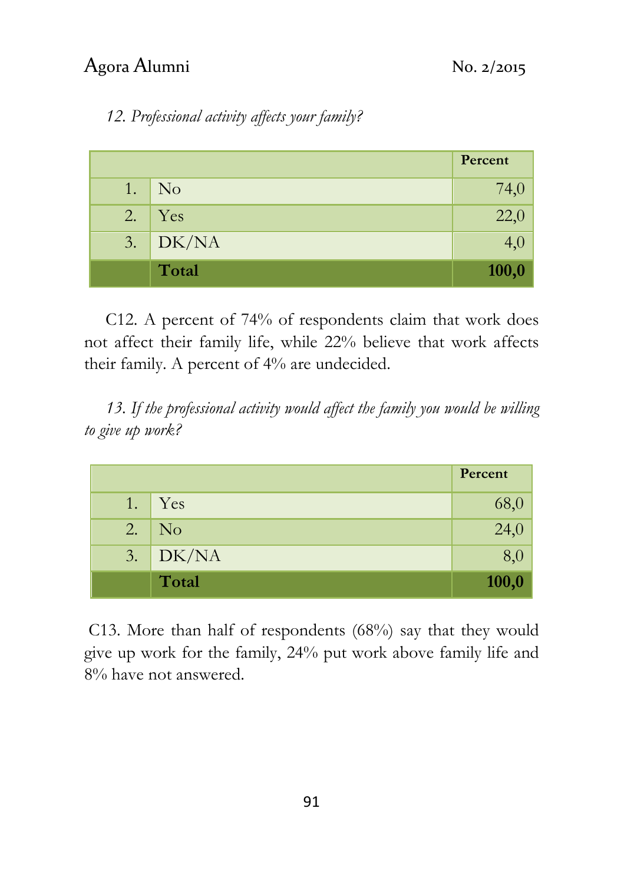*12. Professional activity affects your family?*

| | | Percent |
|---|---|---|
| 1. | No | 74,0 |
| 2. | Yes | 22,0 |
| 3. | DK/NA | 4,0 |
| | **Total** | **100,0** |

C12. A percent of 74% of respondents claim that work does not affect their family life, while 22% believe that work affects their family. A percent of 4% are undecided.

*13. If the professional activity would affect the family you would be willing to give up work?*

| | | Percent |
|---|---|---|
| 1. | Yes | 68,0 |
| 2. | No | 24,0 |
| 3. | DK/NA | 8,0 |
| | **Total** | **100,0** |

C13. More than half of respondents (68%) say that they would give up work for the family, 24% put work above family life and 8% have not answered.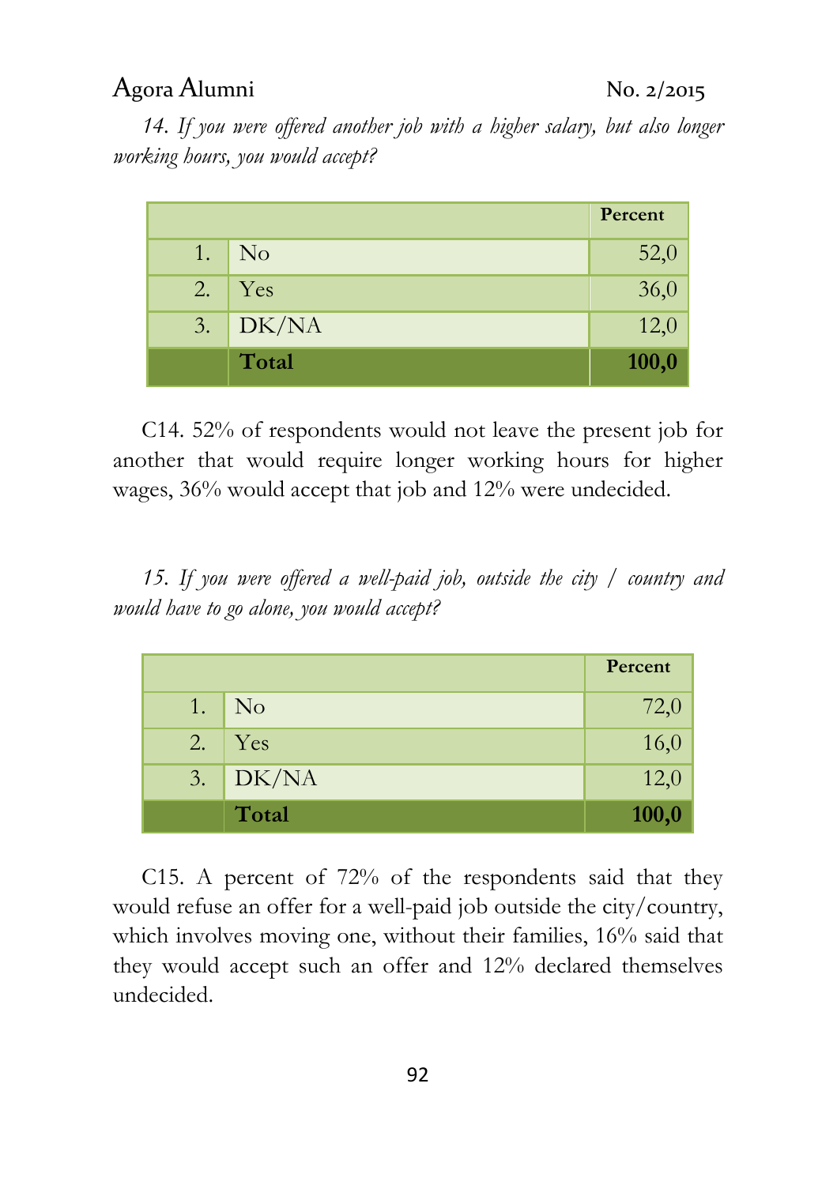*14. If you were offered another job with a higher salary, but also longer working hours, you would accept?*

| | | Percent |
|---|---|---|
| 1. | No | 52,0 |
| 2. | Yes | 36,0 |
| 3. | DK/NA | 12,0 |
| | **Total** | **100,0** |

C14. 52% of respondents would not leave the present job for another that would require longer working hours for higher wages, 36% would accept that job and 12% were undecided.

*15. If you were offered a well-paid job, outside the city / country and would have to go alone, you would accept?*

| | | Percent |
|---|---|---|
| 1. | No | 72,0 |
| 2. | Yes | 16,0 |
| 3. | DK/NA | 12,0 |
| | **Total** | **100,0** |

C15. A percent of 72% of the respondents said that they would refuse an offer for a well-paid job outside the city/country, which involves moving one, without their families, 16% said that they would accept such an offer and 12% declared themselves undecided.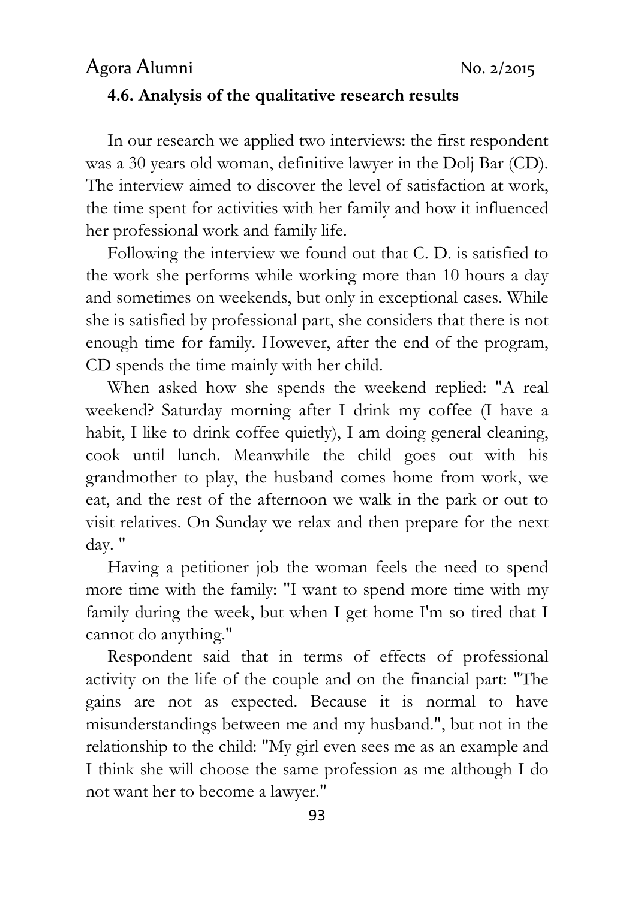### 4.6. Analysis of the qualitative research results

In our research we applied two interviews: the first respondent was a 30 years old woman, definitive lawyer in the Dolj Bar (CD). The interview aimed to discover the level of satisfaction at work, the time spent for activities with her family and how it influenced her professional work and family life.

Following the interview we found out that C. D. is satisfied to the work she performs while working more than 10 hours a day and sometimes on weekends, but only in exceptional cases. While she is satisfied by professional part, she considers that there is not enough time for family. However, after the end of the program, CD spends the time mainly with her child.

When asked how she spends the weekend replied: "A real weekend? Saturday morning after I drink my coffee (I have a habit, I like to drink coffee quietly), I am doing general cleaning, cook until lunch. Meanwhile the child goes out with his grandmother to play, the husband comes home from work, we eat, and the rest of the afternoon we walk in the park or out to visit relatives. On Sunday we relax and then prepare for the next day. "

Having a petitioner job the woman feels the need to spend more time with the family: "I want to spend more time with my family during the week, but when I get home I'm so tired that I cannot do anything."

Respondent said that in terms of effects of professional activity on the life of the couple and on the financial part: "The gains are not as expected. Because it is normal to have misunderstandings between me and my husband.", but not in the relationship to the child: "My girl even sees me as an example and I think she will choose the same profession as me although I do not want her to become a lawyer."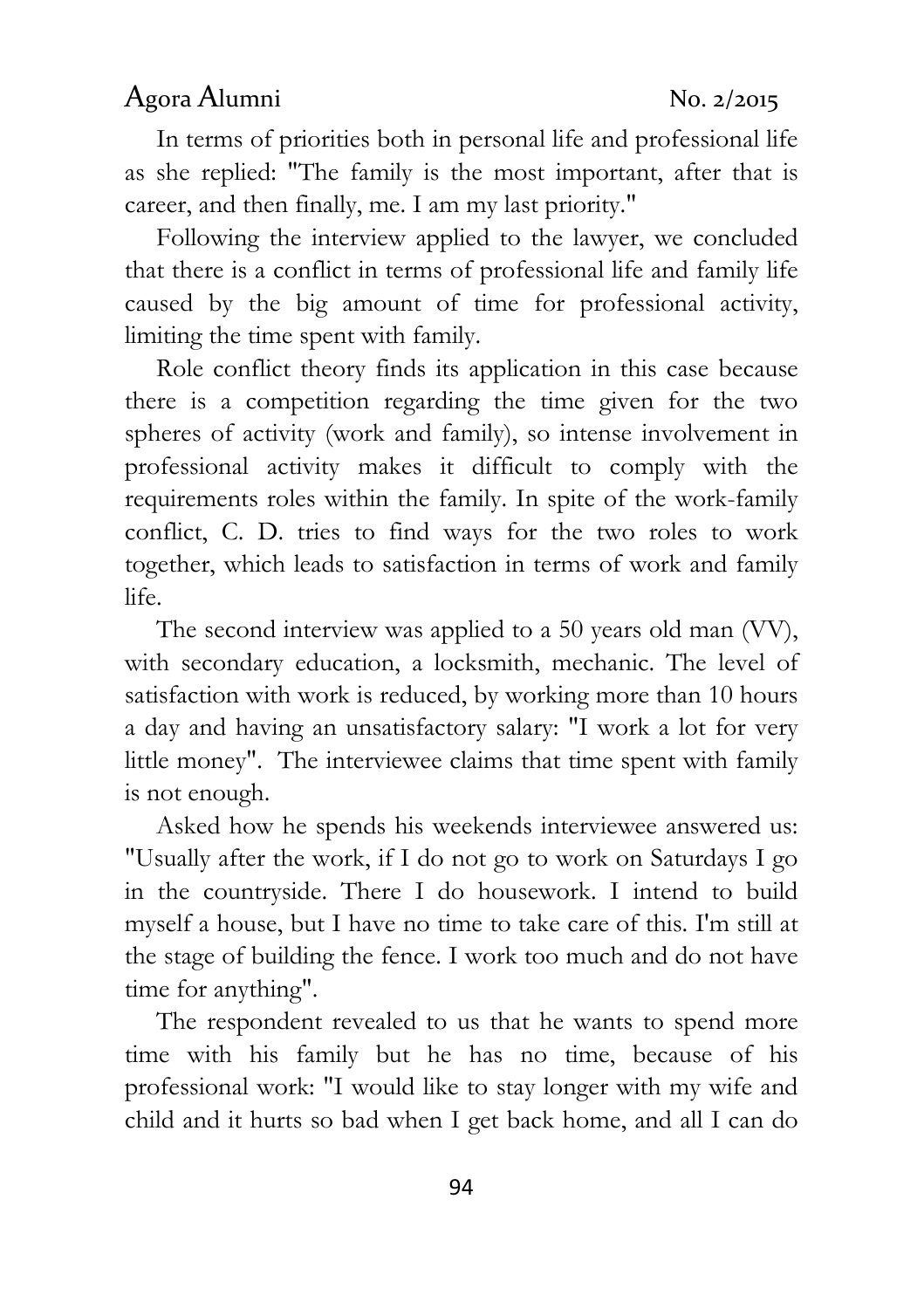In terms of priorities both in personal life and professional life as she replied: "The family is the most important, after that is career, and then finally, me. I am my last priority."

Following the interview applied to the lawyer, we concluded that there is a conflict in terms of professional life and family life caused by the big amount of time for professional activity, limiting the time spent with family.

Role conflict theory finds its application in this case because there is a competition regarding the time given for the two spheres of activity (work and family), so intense involvement in professional activity makes it difficult to comply with the requirements roles within the family. In spite of the work-family conflict, C. D. tries to find ways for the two roles to work together, which leads to satisfaction in terms of work and family life.

The second interview was applied to a 50 years old man (VV), with secondary education, a locksmith, mechanic. The level of satisfaction with work is reduced, by working more than 10 hours a day and having an unsatisfactory salary: "I work a lot for very little money". The interviewee claims that time spent with family is not enough.

Asked how he spends his weekends interviewee answered us: "Usually after the work, if I do not go to work on Saturdays I go in the countryside. There I do housework. I intend to build myself a house, but I have no time to take care of this. I'm still at the stage of building the fence. I work too much and do not have time for anything".

The respondent revealed to us that he wants to spend more time with his family but he has no time, because of his professional work: "I would like to stay longer with my wife and child and it hurts so bad when I get back home, and all I can do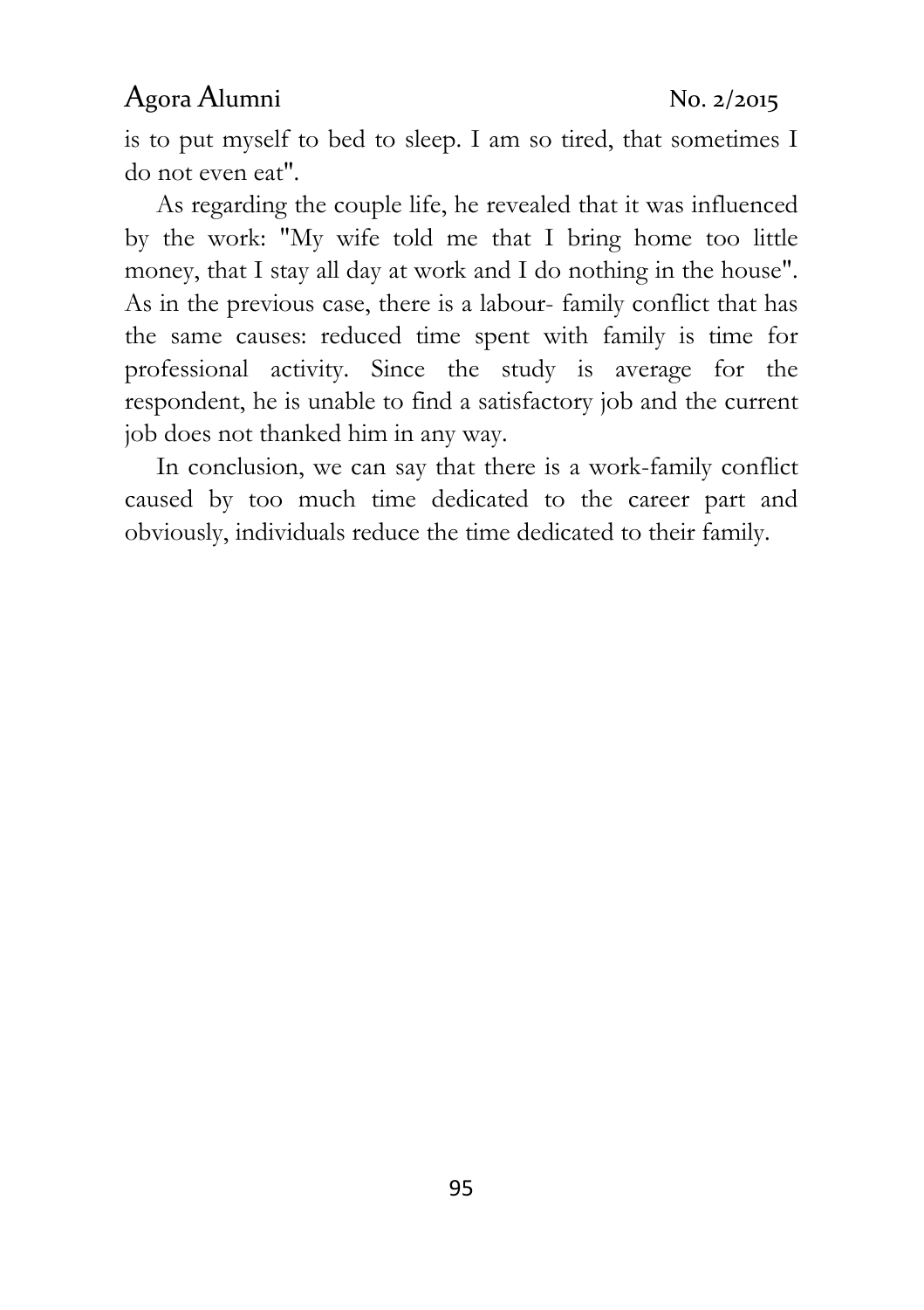is to put myself to bed to sleep. I am so tired, that sometimes I do not even eat".

As regarding the couple life, he revealed that it was influenced by the work: "My wife told me that I bring home too little money, that I stay all day at work and I do nothing in the house". As in the previous case, there is a labour- family conflict that has the same causes: reduced time spent with family is time for professional activity. Since the study is average for the respondent, he is unable to find a satisfactory job and the current job does not thanked him in any way.

In conclusion, we can say that there is a work-family conflict caused by too much time dedicated to the career part and obviously, individuals reduce the time dedicated to their family.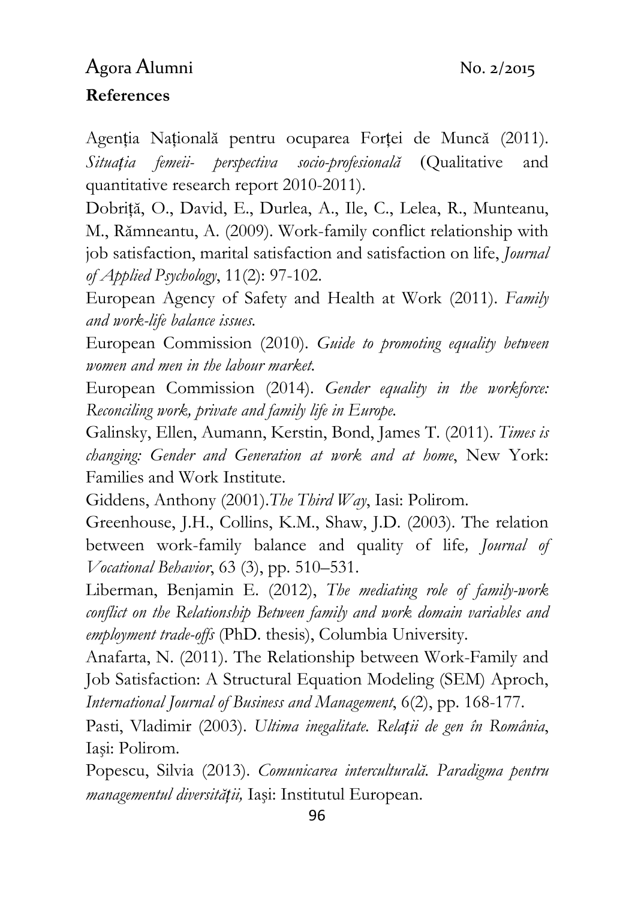**References**

Agenția Națională pentru ocuparea Forței de Muncă (2011). *Situația femeii- perspectiva socio-profesională* (Qualitative and quantitative research report 2010-2011).

Dobriță, O., David, E., Durlea, A., Ile, C., Lelea, R., Munteanu, M., Rămneantu, A. (2009). Work-family conflict relationship with job satisfaction, marital satisfaction and satisfaction on life, *Journal of Applied Psychology*, 11(2): 97-102.

European Agency of Safety and Health at Work (2011). *Family and work-life balance issues.*

European Commission (2010). *Guide to promoting equality between women and men in the labour market.*

European Commission (2014). *Gender equality in the workforce: Reconciling work, private and family life in Europe.*

Galinsky, Ellen, Aumann, Kerstin, Bond, James T. (2011). *Times is changing: Gender and Generation at work and at home*, New York: Families and Work Institute.

Giddens, Anthony (2001).*The Third Way*, Iasi: Polirom.

Greenhouse, J.H., Collins, K.M., Shaw, J.D. (2003). The relation between work-family balance and quality of life*, Journal of Vocational Behavior*, 63 (3), pp. 510–531.

Liberman, Benjamin E. (2012), *The mediating role of family-work conflict on the Relationship Between family and work domain variables and employment trade-offs* (PhD. thesis), Columbia University.

Anafarta, N. (2011). The Relationship between Work-Family and Job Satisfaction: A Structural Equation Modeling (SEM) Aproch, *International Journal of Business and Management*, 6(2), pp. 168-177.

Pasti, Vladimir (2003). *Ultima inegalitate. Relații de gen în România*, Iași: Polirom.

Popescu, Silvia (2013). *Comunicarea interculturală. Paradigma pentru managementul diversității,* Iași: Institutul European.